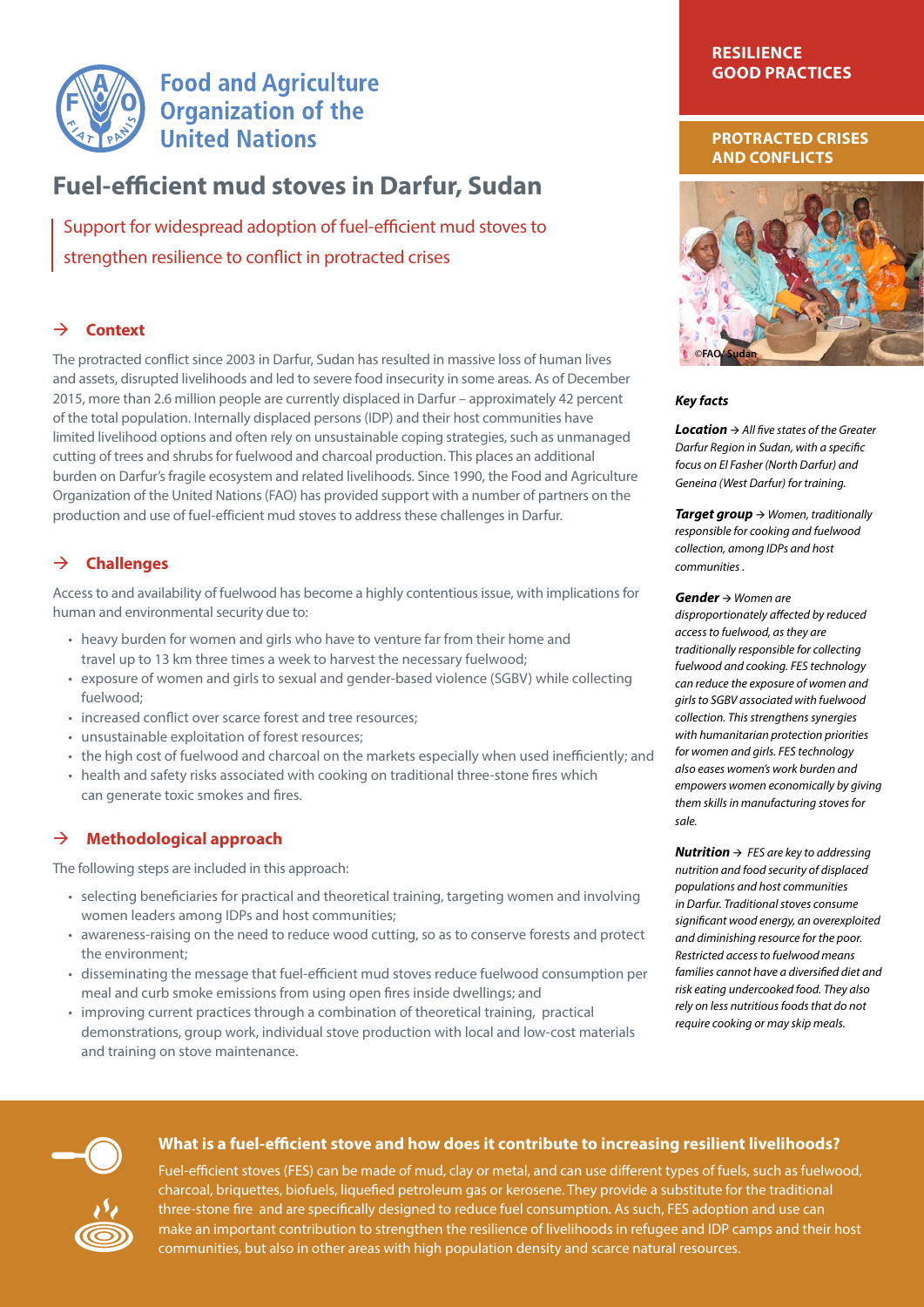Food and Agriculture Organization of the United Nations

RESILIENCE GOOD PRACTICES

PROTRACTED CRISES AND CONFLICTS

# Fuel-efficient mud stoves in Darfur, Sudan

Support for widespread adoption of fuel-efficient mud stoves to strengthen resilience to conflict in protracted crises

## → Context

The protracted conflict since 2003 in Darfur, Sudan has resulted in massive loss of human lives and assets, disrupted livelihoods and led to severe food insecurity in some areas. As of December 2015, more than 2.6 million people are currently displaced in Darfur – approximately 42 percent of the total population. Internally displaced persons (IDP) and their host communities have limited livelihood options and often rely on unsustainable coping strategies, such as unmanaged cutting of trees and shrubs for fuelwood and charcoal production. This places an additional burden on Darfur's fragile ecosystem and related livelihoods. Since 1990, the Food and Agriculture Organization of the United Nations (FAO) has provided support with a number of partners on the production and use of fuel-efficient mud stoves to address these challenges in Darfur.

## → Challenges

Access to and availability of fuelwood has become a highly contentious issue, with implications for human and environmental security due to:

- heavy burden for women and girls who have to venture far from their home and travel up to 13 km three times a week to harvest the necessary fuelwood;
- exposure of women and girls to sexual and gender-based violence (SGBV) while collecting fuelwood;
- increased conflict over scarce forest and tree resources;
- unsustainable exploitation of forest resources;
- the high cost of fuelwood and charcoal on the markets especially when used inefficiently; and
- health and safety risks associated with cooking on traditional three-stone fires which can generate toxic smokes and fires.

## → Methodological approach

The following steps are included in this approach:

- selecting beneficiaries for practical and theoretical training, targeting women and involving women leaders among IDPs and host communities;
- awareness-raising on the need to reduce wood cutting, so as to conserve forests and protect the environment;
- disseminating the message that fuel-efficient mud stoves reduce fuelwood consumption per meal and curb smoke emissions from using open fires inside dwellings; and
- improving current practices through a combination of theoretical training, practical demonstrations, group work, individual stove production with local and low-cost materials and training on stove maintenance.

©FAO/Sudan

***Key facts***

***Location*** *→ All five states of the Greater Darfur Region in Sudan, with a specific focus on El Fasher (North Darfur) and Geneina (West Darfur) for training.*

***Target group*** *→ Women, traditionally responsible for cooking and fuelwood collection, among IDPs and host communities .*

***Gender*** *→ Women are disproportionately affected by reduced access to fuelwood, as they are traditionally responsible for collecting fuelwood and cooking. FES technology can reduce the exposure of women and girls to SGBV associated with fuelwood collection. This strengthens synergies with humanitarian protection priorities for women and girls. FES technology also eases women's work burden and empowers women economically by giving them skills in manufacturing stoves for sale.*

***Nutrition*** *→ FES are key to addressing nutrition and food security of displaced populations and host communities in Darfur. Traditional stoves consume significant wood energy, an overexploited and diminishing resource for the poor. Restricted access to fuelwood means families cannot have a diversified diet and risk eating undercooked food. They also rely on less nutritious foods that do not require cooking or may skip meals.*

### What is a fuel-efficient stove and how does it contribute to increasing resilient livelihoods?

Fuel-efficient stoves (FES) can be made of mud, clay or metal, and can use different types of fuels, such as fuelwood, charcoal, briquettes, biofuels, liquefied petroleum gas or kerosene. They provide a substitute for the traditional three-stone fire and are specifically designed to reduce fuel consumption. As such, FES adoption and use can make an important contribution to strengthen the resilience of livelihoods in refugee and IDP camps and their host communities, but also in other areas with high population density and scarce natural resources.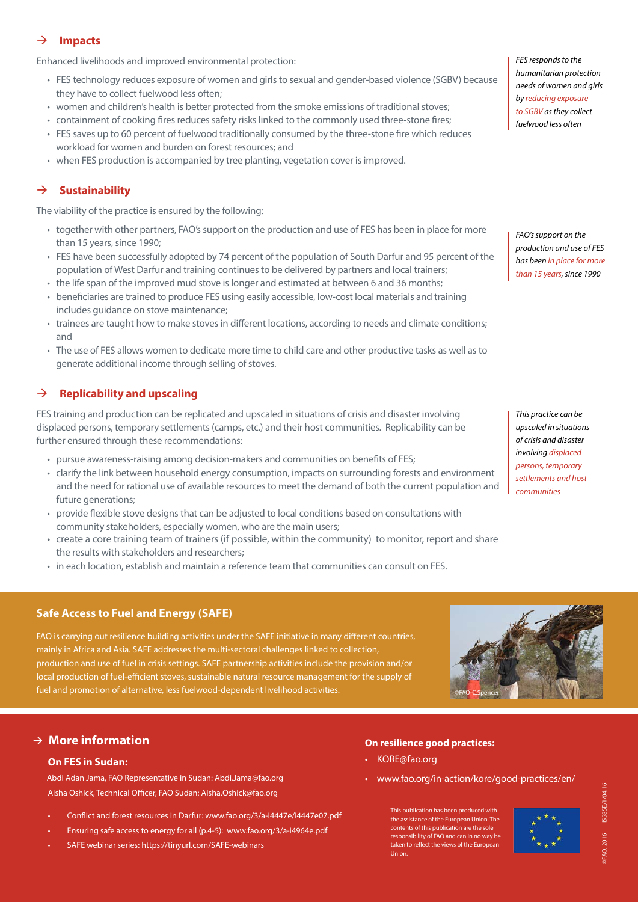## → Impacts

Enhanced livelihoods and improved environmental protection:

- FES technology reduces exposure of women and girls to sexual and gender-based violence (SGBV) because they have to collect fuelwood less often;
- women and children's health is better protected from the smoke emissions of traditional stoves;
- containment of cooking fires reduces safety risks linked to the commonly used three-stone fires;
- FES saves up to 60 percent of fuelwood traditionally consumed by the three-stone fire which reduces workload for women and burden on forest resources; and
- when FES production is accompanied by tree planting, vegetation cover is improved.

*FES responds to the humanitarian protection needs of women and girls by reducing exposure to SGBV as they collect fuelwood less often*

## → Sustainability

The viability of the practice is ensured by the following:

- together with other partners, FAO's support on the production and use of FES has been in place for more than 15 years, since 1990;
- FES have been successfully adopted by 74 percent of the population of South Darfur and 95 percent of the population of West Darfur and training continues to be delivered by partners and local trainers;
- the life span of the improved mud stove is longer and estimated at between 6 and 36 months;
- beneficiaries are trained to produce FES using easily accessible, low-cost local materials and training includes guidance on stove maintenance;
- trainees are taught how to make stoves in different locations, according to needs and climate conditions; and
- The use of FES allows women to dedicate more time to child care and other productive tasks as well as to generate additional income through selling of stoves.

*FAO's support on the production and use of FES has been in place for more than 15 years, since 1990*

## → Replicability and upscaling

FES training and production can be replicated and upscaled in situations of crisis and disaster involving displaced persons, temporary settlements (camps, etc.) and their host communities. Replicability can be further ensured through these recommendations:

- pursue awareness-raising among decision-makers and communities on benefits of FES;
- clarify the link between household energy consumption, impacts on surrounding forests and environment and the need for rational use of available resources to meet the demand of both the current population and future generations;
- provide flexible stove designs that can be adjusted to local conditions based on consultations with community stakeholders, especially women, who are the main users;
- create a core training team of trainers (if possible, within the community) to monitor, report and share the results with stakeholders and researchers;
- in each location, establish and maintain a reference team that communities can consult on FES.

*This practice can be upscaled in situations of crisis and disaster involving displaced persons, temporary settlements and host communities*

### Safe Access to Fuel and Energy (SAFE)

FAO is carrying out resilience building activities under the SAFE initiative in many different countries, mainly in Africa and Asia. SAFE addresses the multi-sectoral challenges linked to collection, production and use of fuel in crisis settings. SAFE partnership activities include the provision and/or local production of fuel-efficient stoves, sustainable natural resource management for the supply of fuel and promotion of alternative, less fuelwood-dependent livelihood activities.

©FAO-C.Spencer

## → More information

### On FES in Sudan:

Abdi Adan Jama, FAO Representative in Sudan: Abdi.Jama@fao.org

Aisha Oshick, Technical Officer, FAO Sudan: Aisha.Oshick@fao.org

- Conflict and forest resources in Darfur: www.fao.org/3/a-i4447e/i4447e07.pdf
- Ensuring safe access to energy for all (p.4-5): www.fao.org/3/a-i4964e.pdf
- SAFE webinar series: https://tinyurl.com/SAFE-webinars

### On resilience good practices:

- KORE@fao.org
- www.fao.org/in-action/kore/good-practices/en/

This publication has been produced with the assistance of the European Union. The contents of this publication are the sole responsibility of FAO and can in no way be taken to reflect the views of the European Union.

©FAO, 2016 I5585E/1/04.16